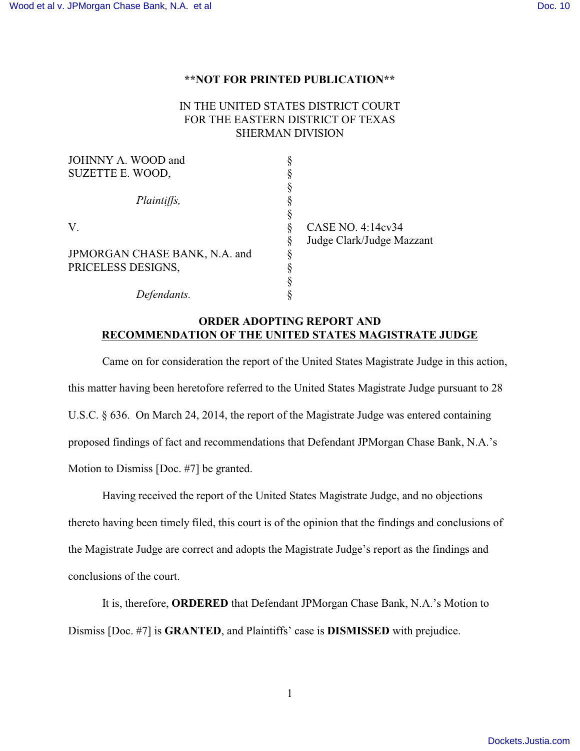**NOT FOR PRINTED PUBLICATION**

IN THE UNITED STATES DISTRICT COURT
FOR THE EASTERN DISTRICT OF TEXAS
SHERMAN DIVISION

| | | |
|---|---|---|
| JOHNNY A. WOOD and SUZETTE E. WOOD, | § | |
| *Plaintiffs,* | § | |
| V. | § | CASE NO. 4:14cv34 |
| | § | Judge Clark/Judge Mazzant |
| JPMORGAN CHASE BANK, N.A. and PRICELESS DESIGNS, | § | |
| *Defendants.* | § | |

**ORDER ADOPTING REPORT AND**
**RECOMMENDATION OF THE UNITED STATES MAGISTRATE JUDGE**

Came on for consideration the report of the United States Magistrate Judge in this action, this matter having been heretofore referred to the United States Magistrate Judge pursuant to 28 U.S.C. § 636. On March 24, 2014, the report of the Magistrate Judge was entered containing proposed findings of fact and recommendations that Defendant JPMorgan Chase Bank, N.A.'s Motion to Dismiss [Doc. #7] be granted.

Having received the report of the United States Magistrate Judge, and no objections thereto having been timely filed, this court is of the opinion that the findings and conclusions of the Magistrate Judge are correct and adopts the Magistrate Judge's report as the findings and conclusions of the court.

It is, therefore, **ORDERED** that Defendant JPMorgan Chase Bank, N.A.'s Motion to Dismiss [Doc. #7] is **GRANTED**, and Plaintiffs' case is **DISMISSED** with prejudice.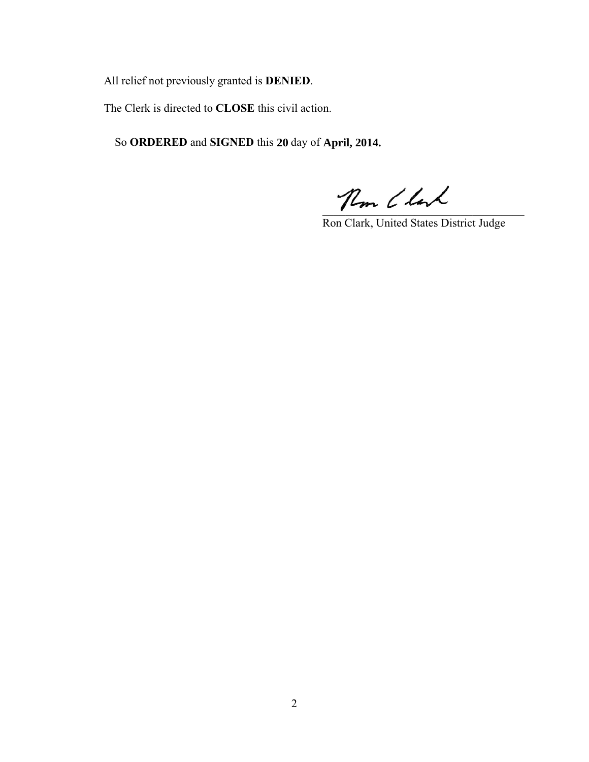All relief not previously granted is **DENIED**.

The Clerk is directed to **CLOSE** this civil action.

So **ORDERED** and **SIGNED** this **20** day of **April, 2014.**

Ron Clark, United States District Judge